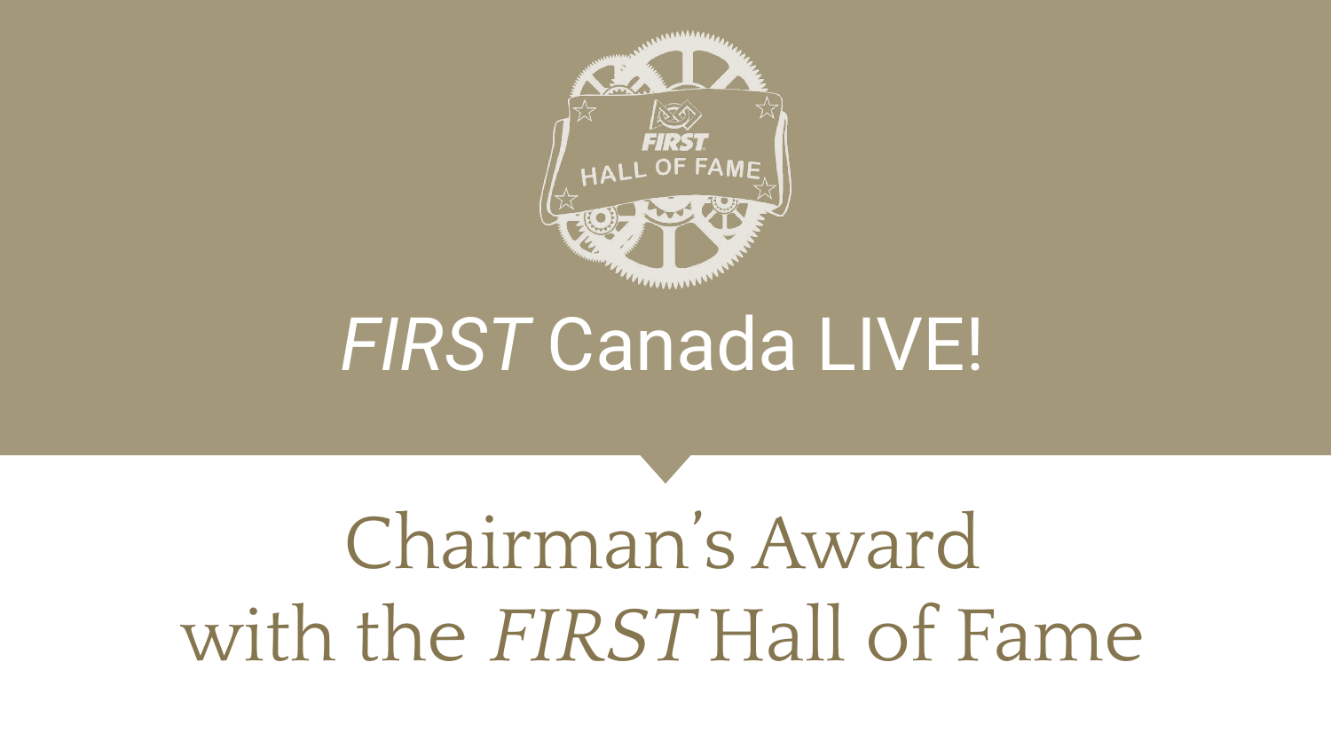# *FIRST* Canada LIVE!

## Chairman's Award with the *FIRST* Hall of Fame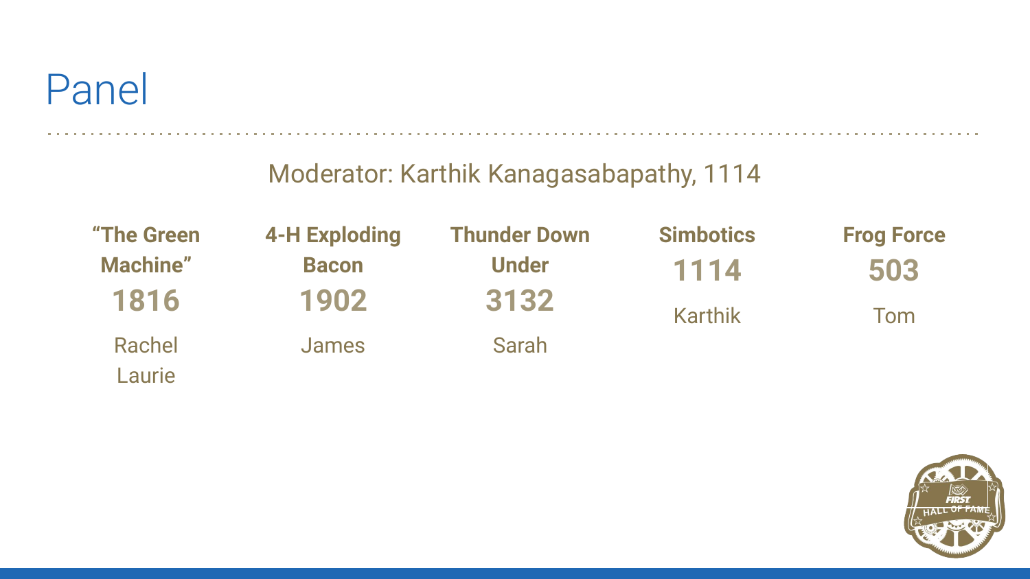# Panel

Moderator: Karthik Kanagasabapathy, 1114

| "The Green Machine" | 4-H Exploding Bacon | Thunder Down Under | Simbotics | Frog Force |
| --- | --- | --- | --- | --- |
| **1816** | **1902** | **3132** | **1114** | **503** |
| Rachel<br>Laurie | James | Sarah | Karthik | Tom |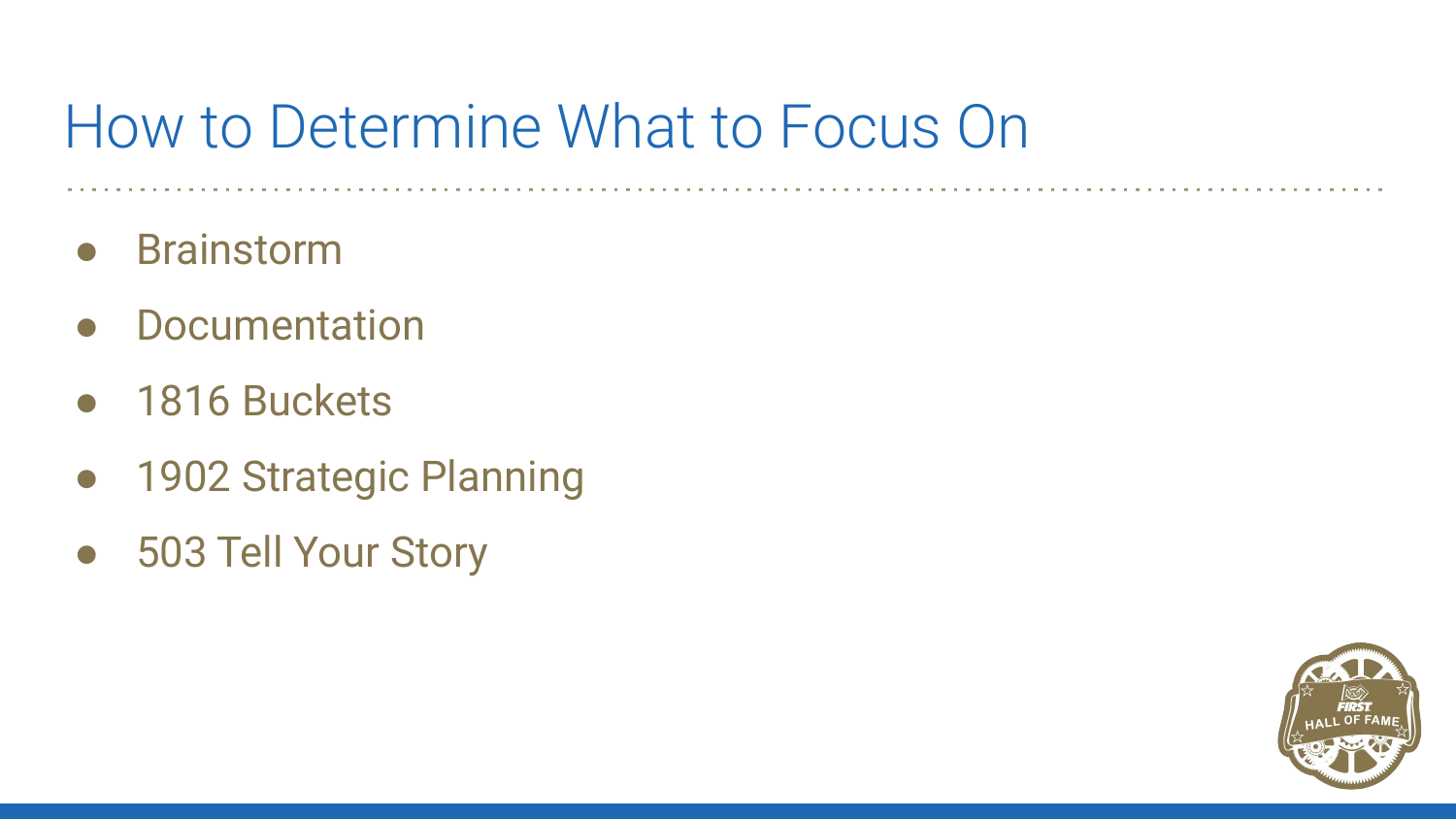# How to Determine What to Focus On

- Brainstorm
- Documentation
- 1816 Buckets
- 1902 Strategic Planning
- 503 Tell Your Story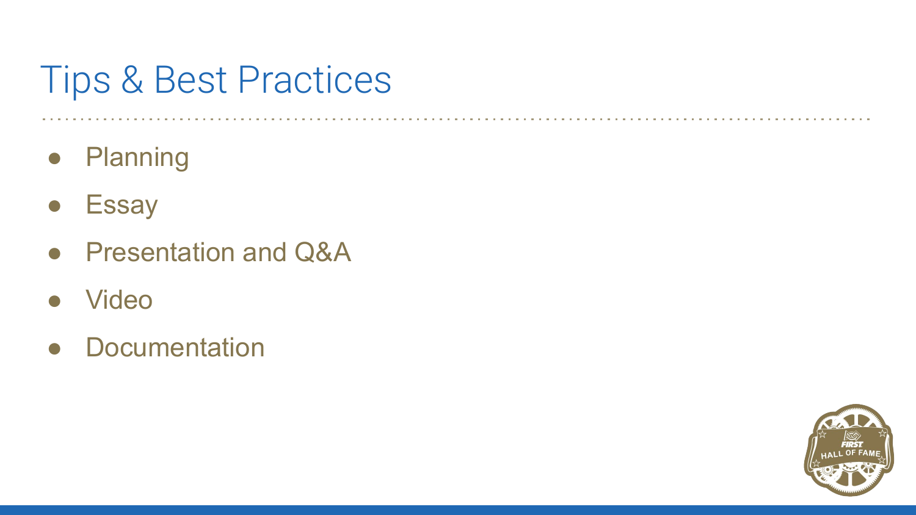# Tips & Best Practices

- Planning
- Essay
- Presentation and Q&A
- Video
- Documentation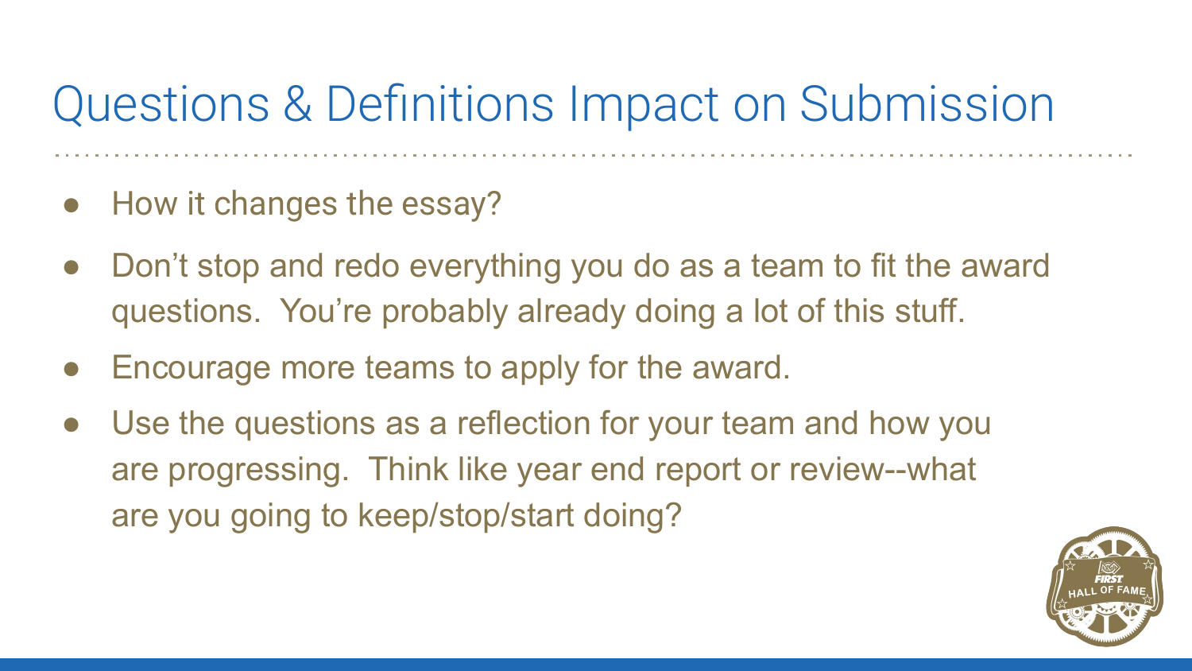# Questions & Definitions Impact on Submission

- How it changes the essay?
- Don't stop and redo everything you do as a team to fit the award questions. You're probably already doing a lot of this stuff.
- Encourage more teams to apply for the award.
- Use the questions as a reflection for your team and how you are progressing. Think like year end report or review--what are you going to keep/stop/start doing?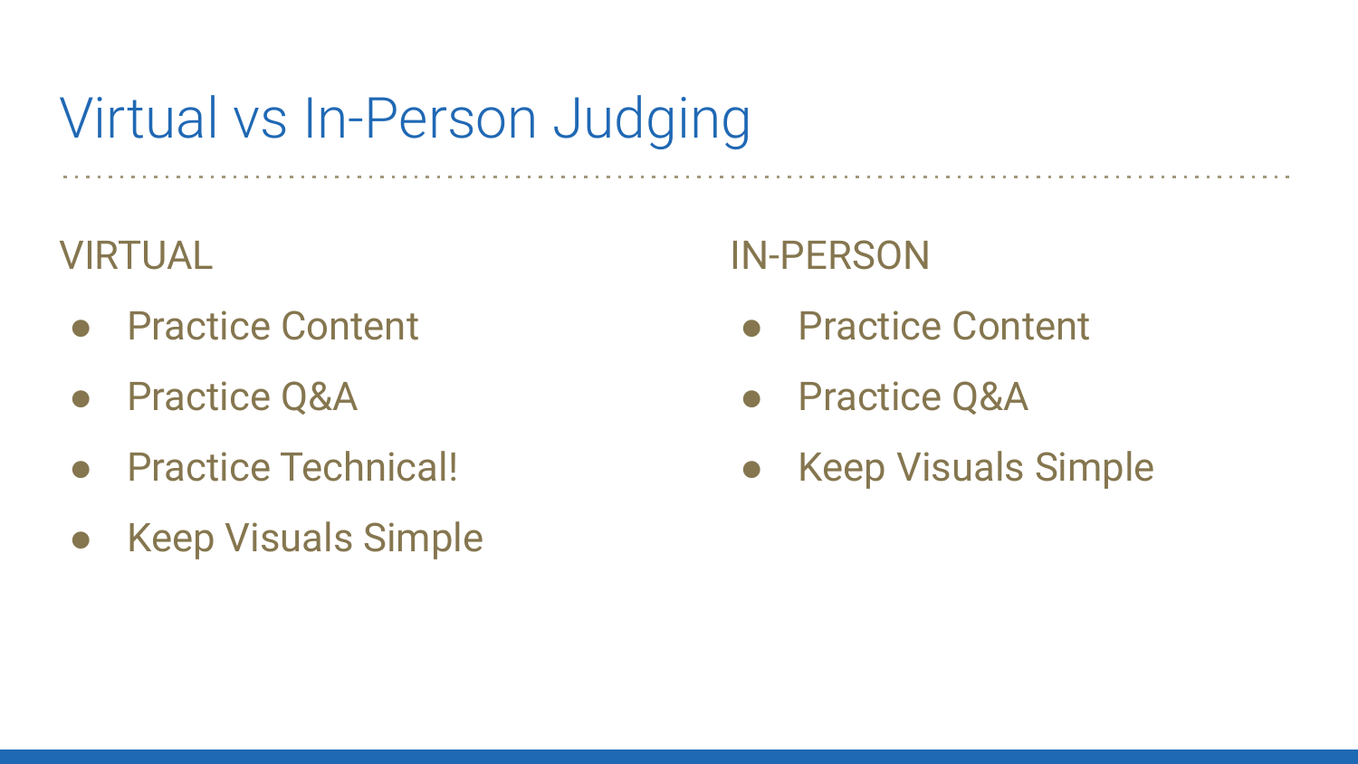# Virtual vs In-Person Judging

VIRTUAL

- Practice Content
- Practice Q&A
- Practice Technical!
- Keep Visuals Simple

IN-PERSON

- Practice Content
- Practice Q&A
- Keep Visuals Simple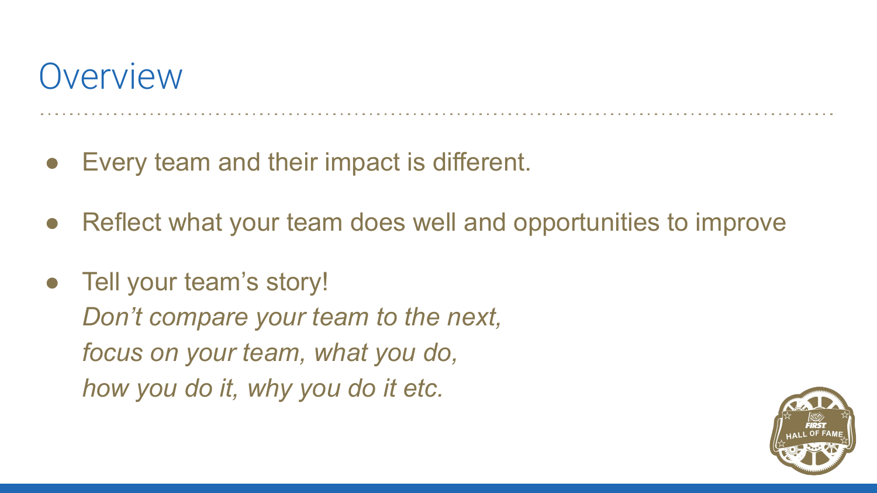# Overview

- Every team and their impact is different.
- Reflect what your team does well and opportunities to improve
- Tell your team's story!
  *Don't compare your team to the next,*
  *focus on your team, what you do,*
  *how you do it, why you do it etc.*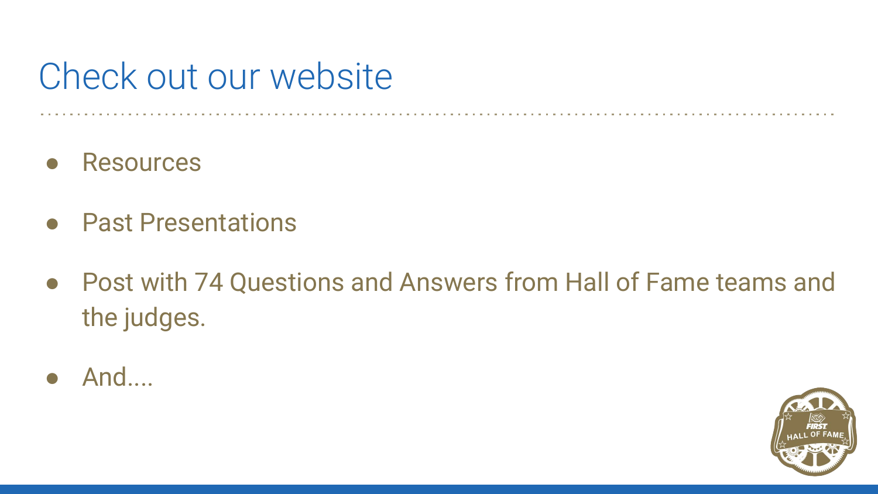# Check out our website

- Resources
- Past Presentations
- Post with 74 Questions and Answers from Hall of Fame teams and the judges.
- And....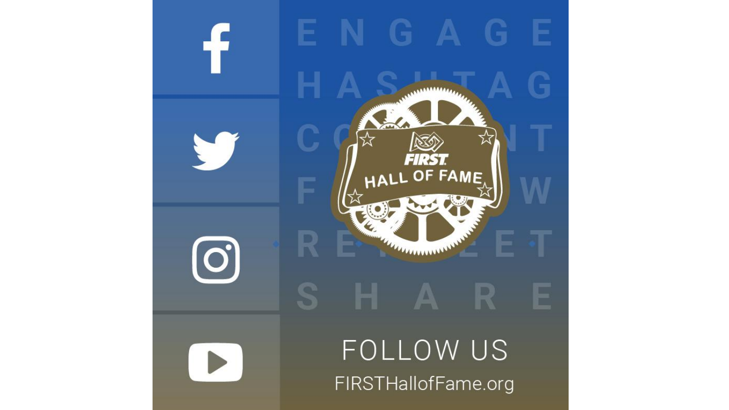ENGAGE

HASHTAG

CONTENT

FOLLOW

RETWEET

SHARE

FIRST HALL OF FAME

FOLLOW US

FIRSTHallofFame.org